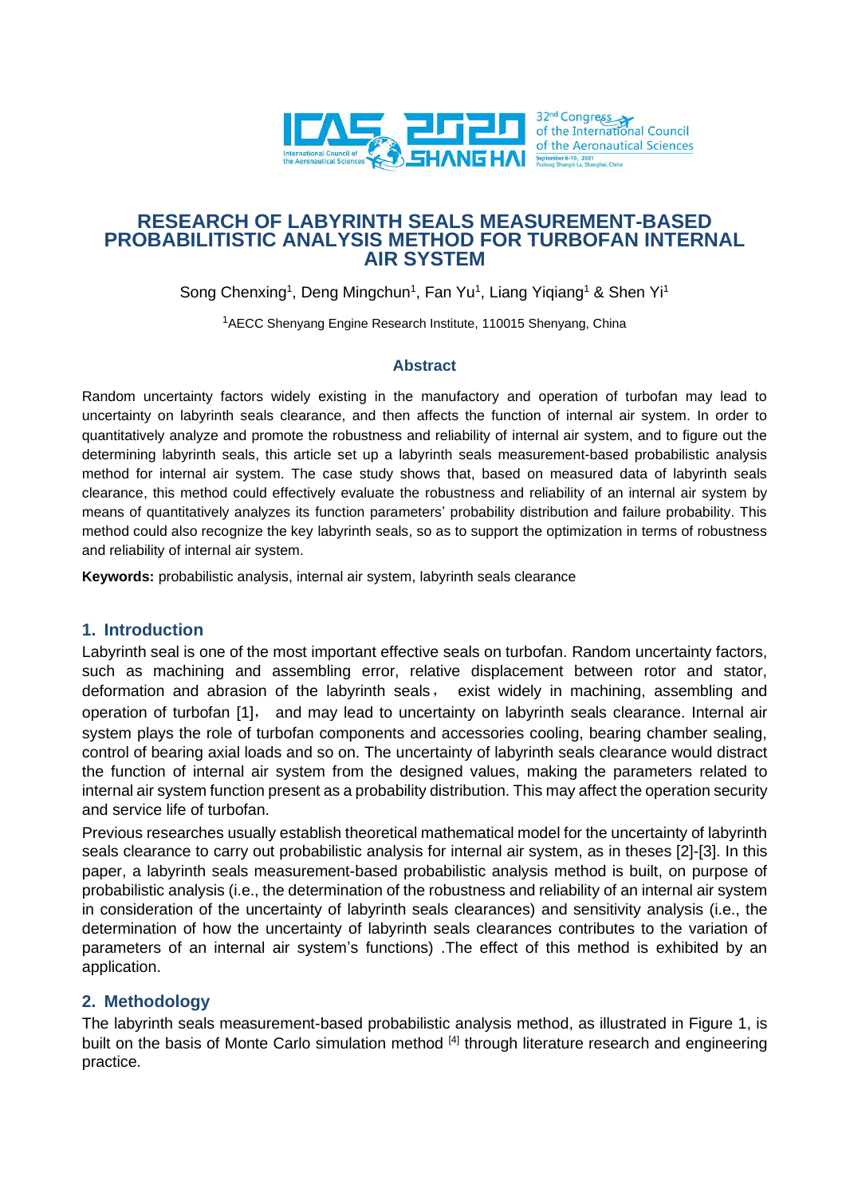# RESEARCH OF LABYRINTH SEALS MEASUREMENT-BASED PROBABILITISTIC ANALYSIS METHOD FOR TURBOFAN INTERNAL AIR SYSTEM

Song Chenxing[1], Deng Mingchun[1], Fan Yu[1], Liang Yiqiang[1] & Shen Yi[1]

[1]AECC Shenyang Engine Research Institute, 110015 Shenyang, China

## Abstract

Random uncertainty factors widely existing in the manufactory and operation of turbofan may lead to uncertainty on labyrinth seals clearance, and then affects the function of internal air system. In order to quantitatively analyze and promote the robustness and reliability of internal air system, and to figure out the determining labyrinth seals, this article set up a labyrinth seals measurement-based probabilistic analysis method for internal air system. The case study shows that, based on measured data of labyrinth seals clearance, this method could effectively evaluate the robustness and reliability of an internal air system by means of quantitatively analyzes its function parameters' probability distribution and failure probability. This method could also recognize the key labyrinth seals, so as to support the optimization in terms of robustness and reliability of internal air system.

**Keywords:** probabilistic analysis, internal air system, labyrinth seals clearance

## 1. Introduction

Labyrinth seal is one of the most important effective seals on turbofan. Random uncertainty factors, such as machining and assembling error, relative displacement between rotor and stator, deformation and abrasion of the labyrinth seals， exist widely in machining, assembling and operation of turbofan [1]， and may lead to uncertainty on labyrinth seals clearance. Internal air system plays the role of turbofan components and accessories cooling, bearing chamber sealing, control of bearing axial loads and so on. The uncertainty of labyrinth seals clearance would distract the function of internal air system from the designed values, making the parameters related to internal air system function present as a probability distribution. This may affect the operation security and service life of turbofan.

Previous researches usually establish theoretical mathematical model for the uncertainty of labyrinth seals clearance to carry out probabilistic analysis for internal air system, as in theses [2]-[3]. In this paper, a labyrinth seals measurement-based probabilistic analysis method is built, on purpose of probabilistic analysis (i.e., the determination of the robustness and reliability of an internal air system in consideration of the uncertainty of labyrinth seals clearances) and sensitivity analysis (i.e., the determination of how the uncertainty of labyrinth seals clearances contributes to the variation of parameters of an internal air system's functions) .The effect of this method is exhibited by an application.

## 2. Methodology

The labyrinth seals measurement-based probabilistic analysis method, as illustrated in Figure 1, is built on the basis of Monte Carlo simulation method [4] through literature research and engineering practice.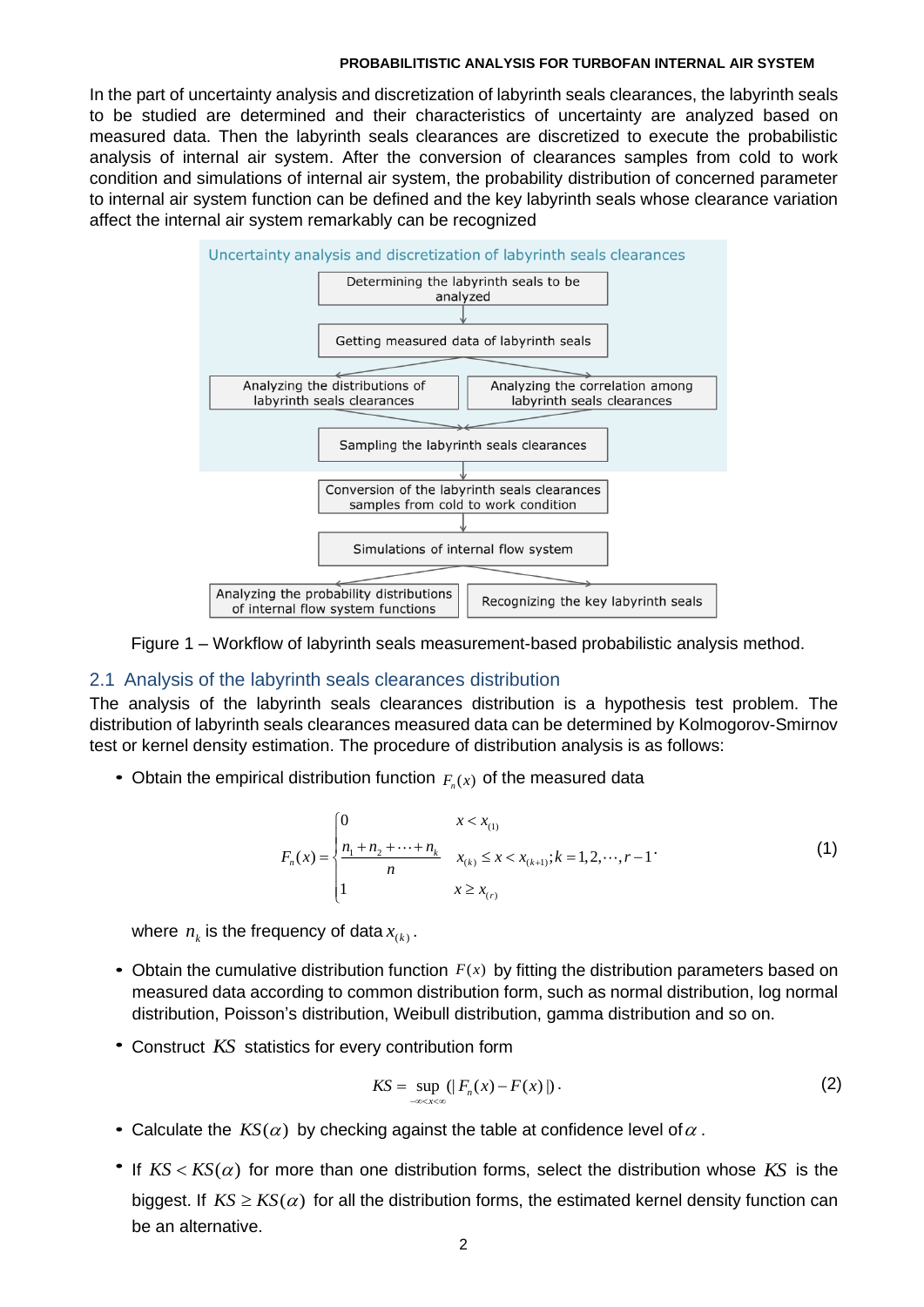In the part of uncertainty analysis and discretization of labyrinth seals clearances, the labyrinth seals to be studied are determined and their characteristics of uncertainty are analyzed based on measured data. Then the labyrinth seals clearances are discretized to execute the probabilistic analysis of internal air system. After the conversion of clearances samples from cold to work condition and simulations of internal air system, the probability distribution of concerned parameter to internal air system function can be defined and the key labyrinth seals whose clearance variation affect the internal air system remarkably can be recognized

Figure 1 – Workflow of labyrinth seals measurement-based probabilistic analysis method.

## 2.1 Analysis of the labyrinth seals clearances distribution

The analysis of the labyrinth seals clearances distribution is a hypothesis test problem. The distribution of labyrinth seals clearances measured data can be determined by Kolmogorov-Smirnov test or kernel density estimation. The procedure of distribution analysis is as follows:

- Obtain the empirical distribution function $F_n(x)$ of the measured data

$$F_n(x) = \begin{cases} 0 & x < x_{(1)} \\ \dfrac{n_1 + n_2 + \cdots + n_k}{n} & x_{(k)} \le x < x_{(k+1)}; k = 1, 2, \cdots, r-1 \\ 1 & x \ge x_{(r)} \end{cases} \quad (1)$$

  where $n_k$ is the frequency of data $x_{(k)}$.

- Obtain the cumulative distribution function $F(x)$ by fitting the distribution parameters based on measured data according to common distribution form, such as normal distribution, log normal distribution, Poisson's distribution, Weibull distribution, gamma distribution and so on.

- Construct $KS$ statistics for every contribution form

$$KS = \sup_{-\infty < x < \infty} (|F_n(x) - F(x)|). \quad (2)$$

- Calculate the $KS(\alpha)$ by checking against the table at confidence level of $\alpha$.

- If $KS < KS(\alpha)$ for more than one distribution forms, select the distribution whose $KS$ is the biggest. If $KS \ge KS(\alpha)$ for all the distribution forms, the estimated kernel density function can be an alternative.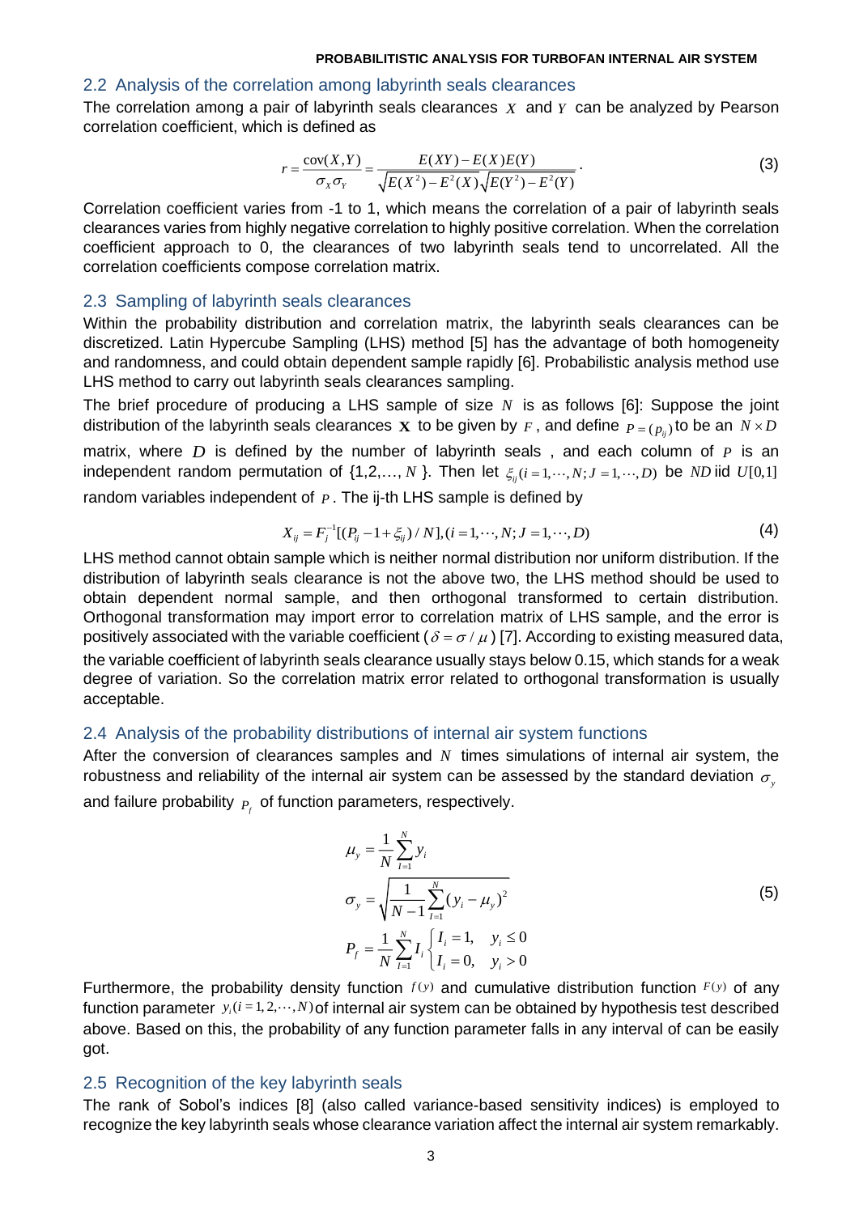## 2.2 Analysis of the correlation among labyrinth seals clearances

The correlation among a pair of labyrinth seals clearances $X$ and $Y$ can be analyzed by Pearson correlation coefficient, which is defined as

$$r = \frac{\mathrm{cov}(X,Y)}{\sigma_X \sigma_Y} = \frac{E(XY) - E(X)E(Y)}{\sqrt{E(X^2) - E^2(X)}\sqrt{E(Y^2) - E^2(Y)}} . \tag{3}$$

Correlation coefficient varies from -1 to 1, which means the correlation of a pair of labyrinth seals clearances varies from highly negative correlation to highly positive correlation. When the correlation coefficient approach to 0, the clearances of two labyrinth seals tend to uncorrelated. All the correlation coefficients compose correlation matrix.

## 2.3 Sampling of labyrinth seals clearances

Within the probability distribution and correlation matrix, the labyrinth seals clearances can be discretized. Latin Hypercube Sampling (LHS) method [5] has the advantage of both homogeneity and randomness, and could obtain dependent sample rapidly [6]. Probabilistic analysis method use LHS method to carry out labyrinth seals clearances sampling.

The brief procedure of producing a LHS sample of size $N$ is as follows [6]: Suppose the joint distribution of the labyrinth seals clearances $\mathbf{X}$ to be given by $F$, and define $P = (p_{ij})$ to be an $N \times D$ matrix, where $D$ is defined by the number of labyrinth seals , and each column of $P$ is an independent random permutation of {1,2,…, $N$ }. Then let $\xi_{ij} (i = 1, \cdots, N; J = 1, \cdots, D)$ be $ND$ iid $U[0,1]$ random variables independent of $P$. The ij-th LHS sample is defined by

$$X_{ij} = F_j^{-1}[(P_{ij} - 1 + \xi_{ij}) / N], (i = 1, \cdots, N; J = 1, \cdots, D) \tag{4}$$

LHS method cannot obtain sample which is neither normal distribution nor uniform distribution. If the distribution of labyrinth seals clearance is not the above two, the LHS method should be used to obtain dependent normal sample, and then orthogonal transformed to certain distribution. Orthogonal transformation may import error to correlation matrix of LHS sample, and the error is positively associated with the variable coefficient ($\delta = \sigma / \mu$) [7]. According to existing measured data, the variable coefficient of labyrinth seals clearance usually stays below 0.15, which stands for a weak degree of variation. So the correlation matrix error related to orthogonal transformation is usually acceptable.

## 2.4 Analysis of the probability distributions of internal air system functions

After the conversion of clearances samples and $N$ times simulations of internal air system, the robustness and reliability of the internal air system can be assessed by the standard deviation $\sigma_y$ and failure probability $P_f$ of function parameters, respectively.

$$\begin{aligned}
\mu_y &= \frac{1}{N}\sum_{I=1}^{N} y_i \\
\sigma_y &= \sqrt{\frac{1}{N-1}\sum_{I=1}^{N}(y_i - \mu_y)^2} \\
P_f &= \frac{1}{N}\sum_{I=1}^{N} I_i \begin{cases} I_i = 1, & y_i \le 0 \\ I_i = 0, & y_i > 0 \end{cases}
\end{aligned} \tag{5}$$

Furthermore, the probability density function $f(y)$ and cumulative distribution function $F(y)$ of any function parameter $y_i (i = 1, 2, \cdots, N)$ of internal air system can be obtained by hypothesis test described above. Based on this, the probability of any function parameter falls in any interval of can be easily got.

## 2.5 Recognition of the key labyrinth seals

The rank of Sobol's indices [8] (also called variance-based sensitivity indices) is employed to recognize the key labyrinth seals whose clearance variation affect the internal air system remarkably.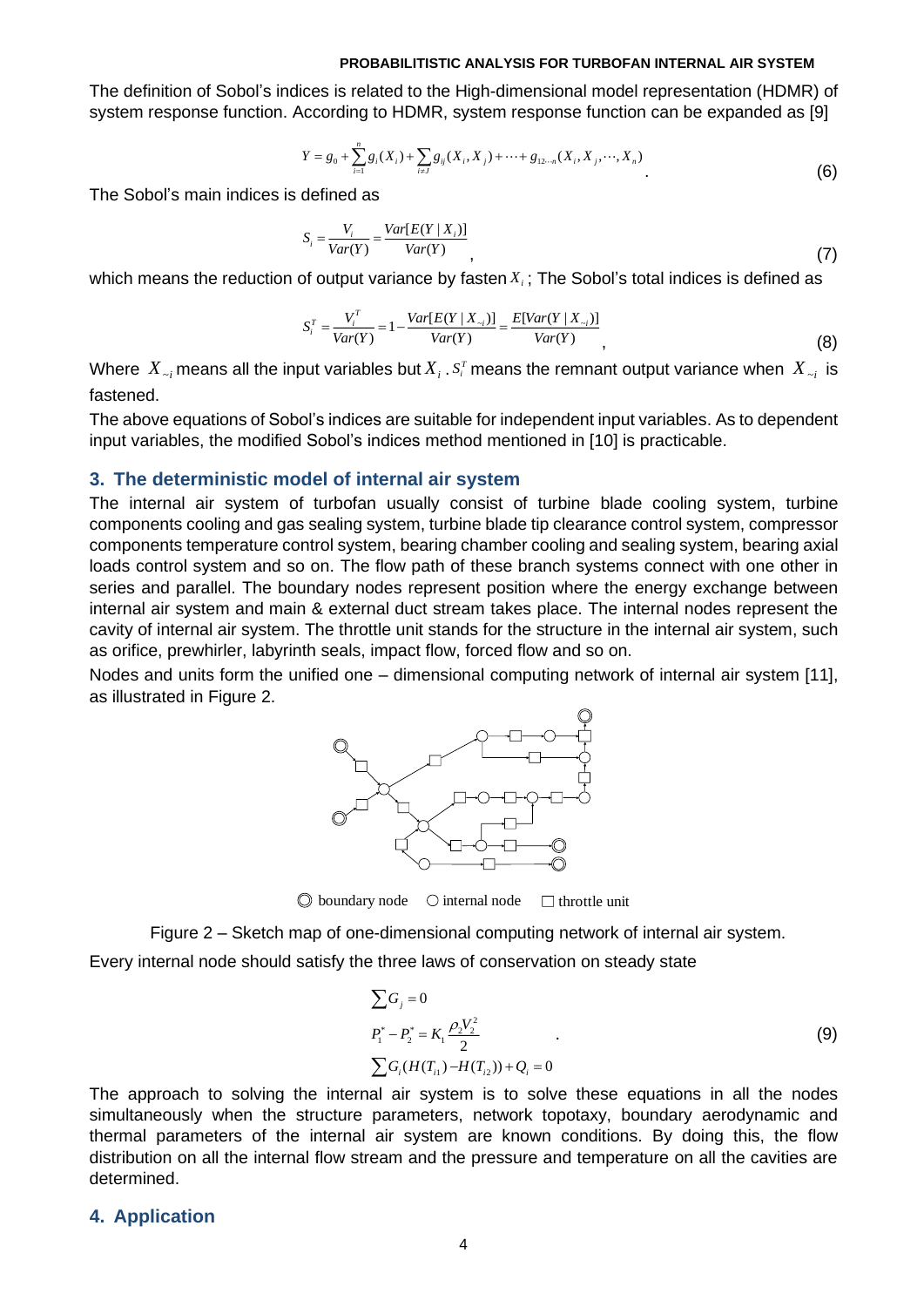The definition of Sobol's indices is related to the High-dimensional model representation (HDMR) of system response function. According to HDMR, system response function can be expanded as [9]

$$Y = g_0 + \sum_{i=1}^{n} g_i(X_i) + \sum_{i \neq J} g_{ij}(X_i, X_j) + \cdots + g_{12\cdots n}(X_i, X_j, \cdots, X_n) \quad (6)$$

The Sobol's main indices is defined as

$$S_i = \frac{V_i}{Var(Y)} = \frac{Var[E(Y \mid X_i)]}{Var(Y)} , \quad (7)$$

which means the reduction of output variance by fasten $X_i$; The Sobol's total indices is defined as

$$S_i^T = \frac{V_i^T}{Var(Y)} = 1 - \frac{Var[E(Y \mid X_{\sim i})]}{Var(Y)} = \frac{E[Var(Y \mid X_{\sim i})]}{Var(Y)} , \quad (8)$$

Where $X_{\sim i}$ means all the input variables but $X_i$. $S_i^T$ means the remnant output variance when $X_{\sim i}$ is fastened.

The above equations of Sobol's indices are suitable for independent input variables. As to dependent input variables, the modified Sobol's indices method mentioned in [10] is practicable.

## 3. The deterministic model of internal air system

The internal air system of turbofan usually consist of turbine blade cooling system, turbine components cooling and gas sealing system, turbine blade tip clearance control system, compressor components temperature control system, bearing chamber cooling and sealing system, bearing axial loads control system and so on. The flow path of these branch systems connect with one other in series and parallel. The boundary nodes represent position where the energy exchange between internal air system and main & external duct stream takes place. The internal nodes represent the cavity of internal air system. The throttle unit stands for the structure in the internal air system, such as orifice, prewhirler, labyrinth seals, impact flow, forced flow and so on.

Nodes and units form the unified one – dimensional computing network of internal air system [11], as illustrated in Figure 2.

◎ boundary node ○ internal node □ throttle unit

Figure 2 – Sketch map of one-dimensional computing network of internal air system.

Every internal node should satisfy the three laws of conservation on steady state

$$\begin{aligned} &\sum G_j = 0 \\ &P_1^* - P_2^* = K_1 \frac{\rho_2 V_2^2}{2} \\ &\sum G_i (H(T_{i1}) - H(T_{i2})) + Q_i = 0 \end{aligned} \quad (9)$$

The approach to solving the internal air system is to solve these equations in all the nodes simultaneously when the structure parameters, network topotaxy, boundary aerodynamic and thermal parameters of the internal air system are known conditions. By doing this, the flow distribution on all the internal flow stream and the pressure and temperature on all the cavities are determined.

## 4. Application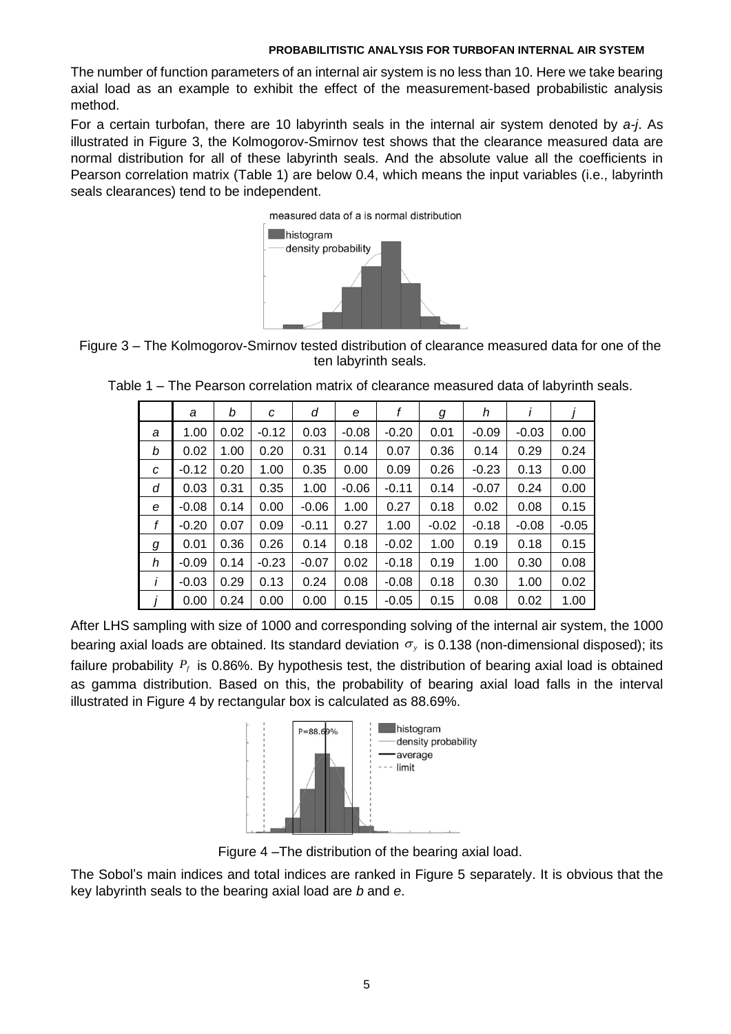The number of function parameters of an internal air system is no less than 10. Here we take bearing axial load as an example to exhibit the effect of the measurement-based probabilistic analysis method.

For a certain turbofan, there are 10 labyrinth seals in the internal air system denoted by *a*-*j*. As illustrated in Figure 3, the Kolmogorov-Smirnov test shows that the clearance measured data are normal distribution for all of these labyrinth seals. And the absolute value all the coefficients in Pearson correlation matrix (Table 1) are below 0.4, which means the input variables (i.e., labyrinth seals clearances) tend to be independent.

Figure 3 – The Kolmogorov-Smirnov tested distribution of clearance measured data for one of the ten labyrinth seals.

Table 1 – The Pearson correlation matrix of clearance measured data of labyrinth seals.

| | *a* | *b* | *c* | *d* | *e* | *f* | *g* | *h* | *i* | *j* |
|---|---|---|---|---|---|---|---|---|---|---|
| *a* | 1.00 | 0.02 | -0.12 | 0.03 | -0.08 | -0.20 | 0.01 | -0.09 | -0.03 | 0.00 |
| *b* | 0.02 | 1.00 | 0.20 | 0.31 | 0.14 | 0.07 | 0.36 | 0.14 | 0.29 | 0.24 |
| *c* | -0.12 | 0.20 | 1.00 | 0.35 | 0.00 | 0.09 | 0.26 | -0.23 | 0.13 | 0.00 |
| *d* | 0.03 | 0.31 | 0.35 | 1.00 | -0.06 | -0.11 | 0.14 | -0.07 | 0.24 | 0.00 |
| *e* | -0.08 | 0.14 | 0.00 | -0.06 | 1.00 | 0.27 | 0.18 | 0.02 | 0.08 | 0.15 |
| *f* | -0.20 | 0.07 | 0.09 | -0.11 | 0.27 | 1.00 | -0.02 | -0.18 | -0.08 | -0.05 |
| *g* | 0.01 | 0.36 | 0.26 | 0.14 | 0.18 | -0.02 | 1.00 | 0.19 | 0.18 | 0.15 |
| *h* | -0.09 | 0.14 | -0.23 | -0.07 | 0.02 | -0.18 | 0.19 | 1.00 | 0.30 | 0.08 |
| *i* | -0.03 | 0.29 | 0.13 | 0.24 | 0.08 | -0.08 | 0.18 | 0.30 | 1.00 | 0.02 |
| *j* | 0.00 | 0.24 | 0.00 | 0.00 | 0.15 | -0.05 | 0.15 | 0.08 | 0.02 | 1.00 |

After LHS sampling with size of 1000 and corresponding solving of the internal air system, the 1000 bearing axial loads are obtained. Its standard deviation $\sigma_y$ is 0.138 (non-dimensional disposed); its failure probability $P_f$ is 0.86%. By hypothesis test, the distribution of bearing axial load is obtained as gamma distribution. Based on this, the probability of bearing axial load falls in the interval illustrated in Figure 4 by rectangular box is calculated as 88.69%.

Figure 4 –The distribution of the bearing axial load.

The Sobol's main indices and total indices are ranked in Figure 5 separately. It is obvious that the key labyrinth seals to the bearing axial load are *b* and *e*.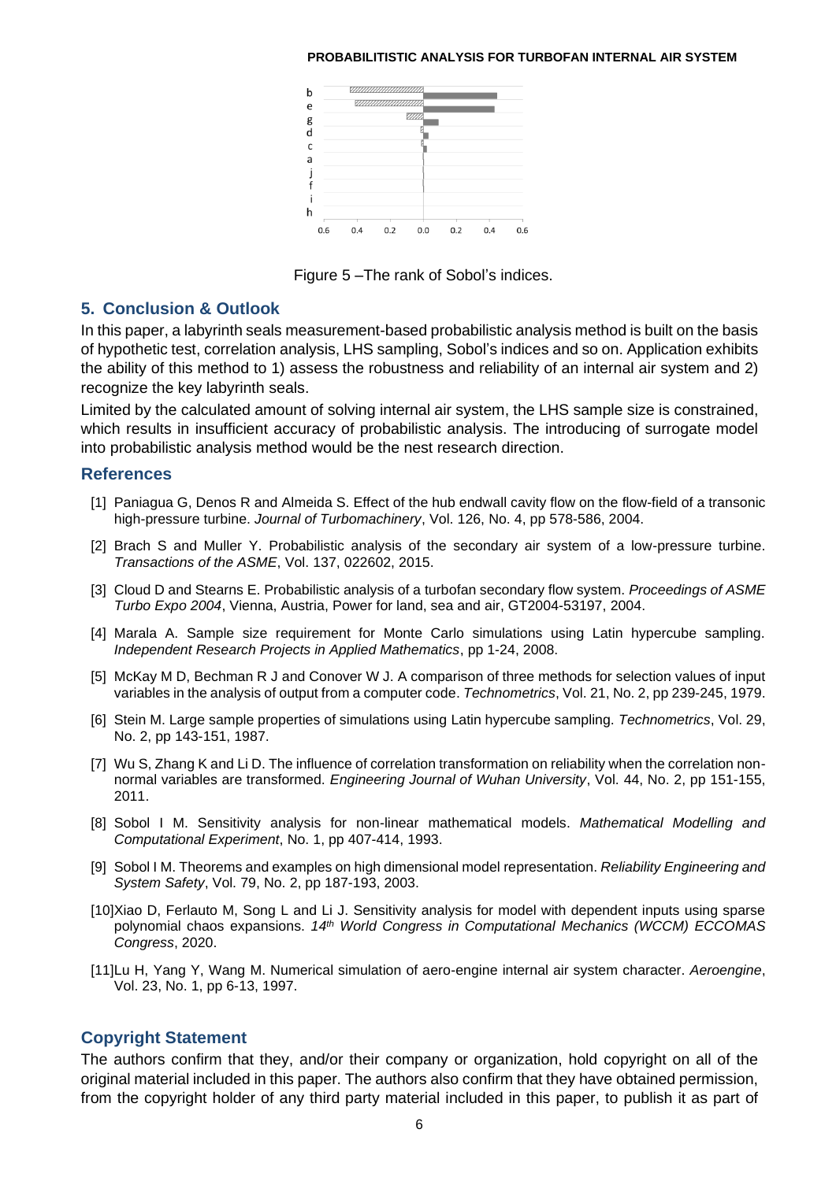Figure 5 –The rank of Sobol's indices.

## 5. Conclusion & Outlook

In this paper, a labyrinth seals measurement-based probabilistic analysis method is built on the basis of hypothetic test, correlation analysis, LHS sampling, Sobol's indices and so on. Application exhibits the ability of this method to 1) assess the robustness and reliability of an internal air system and 2) recognize the key labyrinth seals.

Limited by the calculated amount of solving internal air system, the LHS sample size is constrained, which results in insufficient accuracy of probabilistic analysis. The introducing of surrogate model into probabilistic analysis method would be the nest research direction.

## References

[1] Paniagua G, Denos R and Almeida S. Effect of the hub endwall cavity flow on the flow-field of a transonic high-pressure turbine. *Journal of Turbomachinery*, Vol. 126, No. 4, pp 578-586, 2004.

[2] Brach S and Muller Y. Probabilistic analysis of the secondary air system of a low-pressure turbine. *Transactions of the ASME*, Vol. 137, 022602, 2015.

[3] Cloud D and Stearns E. Probabilistic analysis of a turbofan secondary flow system. *Proceedings of ASME Turbo Expo 2004*, Vienna, Austria, Power for land, sea and air, GT2004-53197, 2004.

[4] Marala A. Sample size requirement for Monte Carlo simulations using Latin hypercube sampling. *Independent Research Projects in Applied Mathematics*, pp 1-24, 2008.

[5] McKay M D, Bechman R J and Conover W J. A comparison of three methods for selection values of input variables in the analysis of output from a computer code. *Technometrics*, Vol. 21, No. 2, pp 239-245, 1979.

[6] Stein M. Large sample properties of simulations using Latin hypercube sampling. *Technometrics*, Vol. 29, No. 2, pp 143-151, 1987.

[7] Wu S, Zhang K and Li D. The influence of correlation transformation on reliability when the correlation non-normal variables are transformed. *Engineering Journal of Wuhan University*, Vol. 44, No. 2, pp 151-155, 2011.

[8] Sobol I M. Sensitivity analysis for non-linear mathematical models. *Mathematical Modelling and Computational Experiment*, No. 1, pp 407-414, 1993.

[9] Sobol I M. Theorems and examples on high dimensional model representation. *Reliability Engineering and System Safety*, Vol. 79, No. 2, pp 187-193, 2003.

[10] Xiao D, Ferlauto M, Song L and Li J. Sensitivity analysis for model with dependent inputs using sparse polynomial chaos expansions. *14th World Congress in Computational Mechanics (WCCM) ECCOMAS Congress*, 2020.

[11] Lu H, Yang Y, Wang M. Numerical simulation of aero-engine internal air system character. *Aeroengine*, Vol. 23, No. 1, pp 6-13, 1997.

## Copyright Statement

The authors confirm that they, and/or their company or organization, hold copyright on all of the original material included in this paper. The authors also confirm that they have obtained permission, from the copyright holder of any third party material included in this paper, to publish it as part of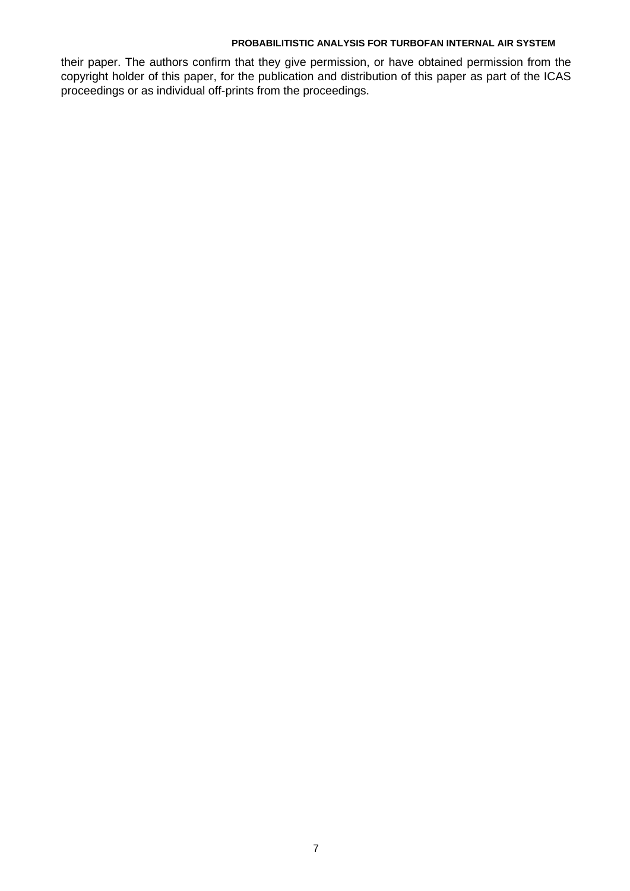their paper. The authors confirm that they give permission, or have obtained permission from the copyright holder of this paper, for the publication and distribution of this paper as part of the ICAS proceedings or as individual off-prints from the proceedings.